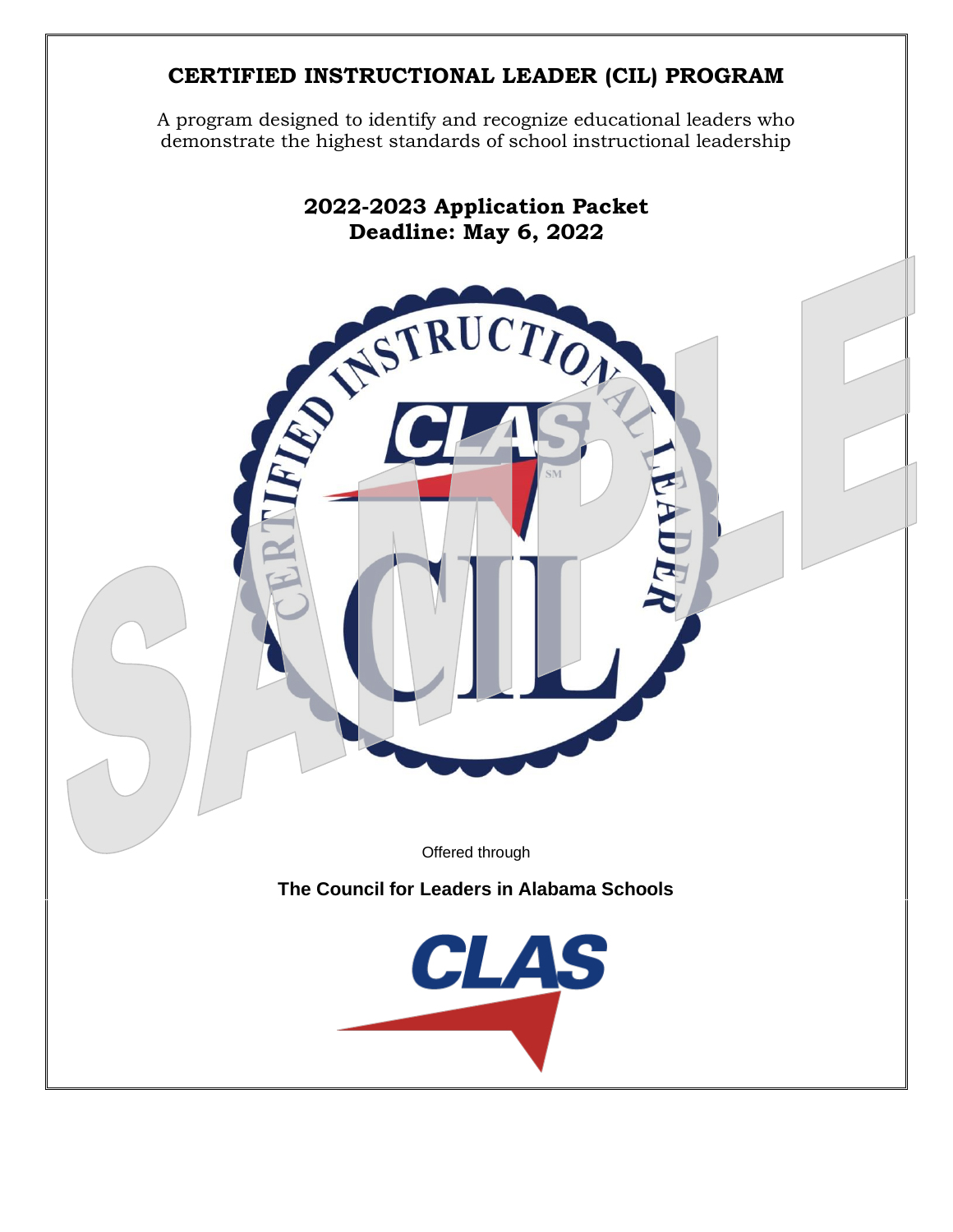# CERTIFIED INSTRUCTIONAL LEADER (CIL) PROGRAM

A program designed to identify and recognize educational leaders who demonstrate the highest standards of school instructional leadership

## 2022-2023 Application Packet
## Deadline: May 6, 2022

Offered through

**The Council for Leaders in Alabama Schools**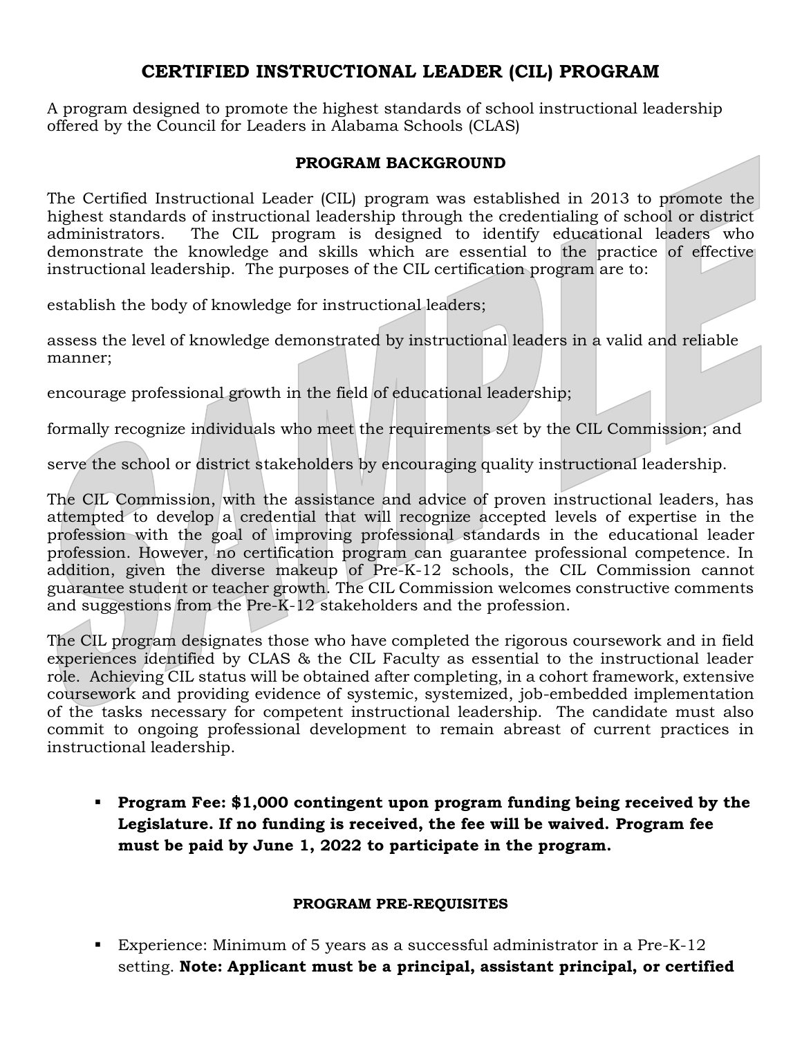# CERTIFIED INSTRUCTIONAL LEADER (CIL) PROGRAM

A program designed to promote the highest standards of school instructional leadership offered by the Council for Leaders in Alabama Schools (CLAS)

## PROGRAM BACKGROUND

The Certified Instructional Leader (CIL) program was established in 2013 to promote the highest standards of instructional leadership through the credentialing of school or district administrators. The CIL program is designed to identify educational leaders who demonstrate the knowledge and skills which are essential to the practice of effective instructional leadership. The purposes of the CIL certification program are to:

establish the body of knowledge for instructional leaders;

assess the level of knowledge demonstrated by instructional leaders in a valid and reliable manner;

encourage professional growth in the field of educational leadership;

formally recognize individuals who meet the requirements set by the CIL Commission; and

serve the school or district stakeholders by encouraging quality instructional leadership.

The CIL Commission, with the assistance and advice of proven instructional leaders, has attempted to develop a credential that will recognize accepted levels of expertise in the profession with the goal of improving professional standards in the educational leader profession. However, no certification program can guarantee professional competence. In addition, given the diverse makeup of Pre-K-12 schools, the CIL Commission cannot guarantee student or teacher growth. The CIL Commission welcomes constructive comments and suggestions from the Pre-K-12 stakeholders and the profession.

The CIL program designates those who have completed the rigorous coursework and in field experiences identified by CLAS & the CIL Faculty as essential to the instructional leader role. Achieving CIL status will be obtained after completing, in a cohort framework, extensive coursework and providing evidence of systemic, systemized, job-embedded implementation of the tasks necessary for competent instructional leadership. The candidate must also commit to ongoing professional development to remain abreast of current practices in instructional leadership.

- **Program Fee: $1,000 contingent upon program funding being received by the Legislature. If no funding is received, the fee will be waived. Program fee must be paid by June 1, 2022 to participate in the program.**

## PROGRAM PRE-REQUISITES

- Experience: Minimum of 5 years as a successful administrator in a Pre-K-12 setting. **Note: Applicant must be a principal, assistant principal, or certified**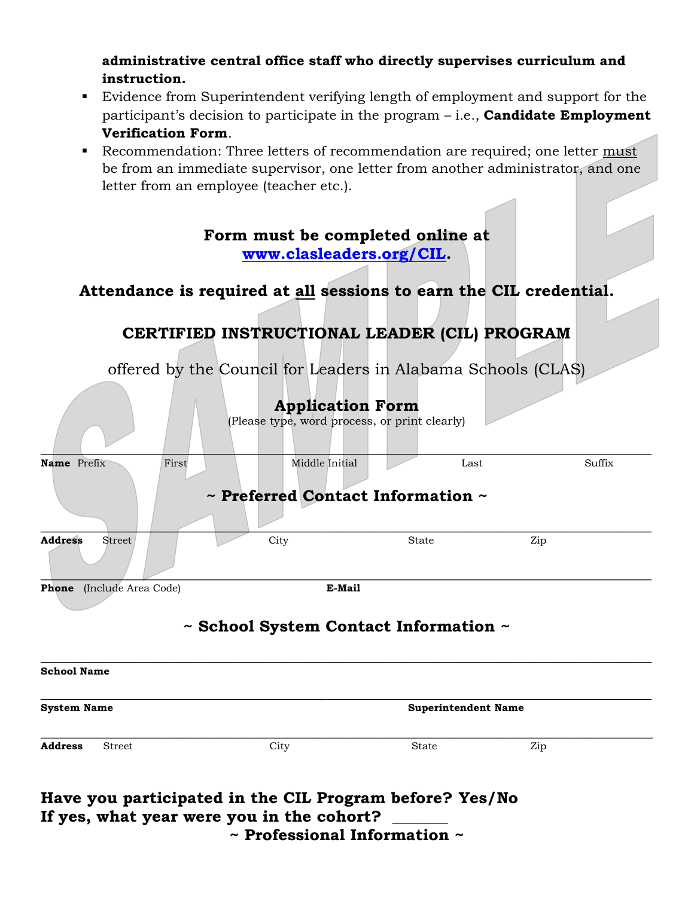**administrative central office staff who directly supervises curriculum and instruction.**

- Evidence from Superintendent verifying length of employment and support for the participant's decision to participate in the program – i.e., **Candidate Employment Verification Form**.
- Recommendation: Three letters of recommendation are required; one letter must be from an immediate supervisor, one letter from another administrator, and one letter from an employee (teacher etc.).

**Form must be completed online at [www.clasleaders.org/CIL](http://www.clasleaders.org/CIL).**

**Attendance is required at all sessions to earn the CIL credential.**

## CERTIFIED INSTRUCTIONAL LEADER (CIL) PROGRAM

offered by the Council for Leaders in Alabama Schools (CLAS)

## Application Form

(Please type, word process, or print clearly)

___

**Name** Prefix First Middle Initial Last Suffix

### ~ Preferred Contact Information ~

___

**Address** Street City State Zip

___

**Phone** (Include Area Code) **E-Mail**

### ~ School System Contact Information ~

___

**School Name**

___

**System Name** **Superintendent Name**

___

**Address** Street City State Zip

**Have you participated in the CIL Program before? Yes/No**
**If yes, what year were you in the cohort? \_\_\_\_\_\_\_**

### ~ Professional Information ~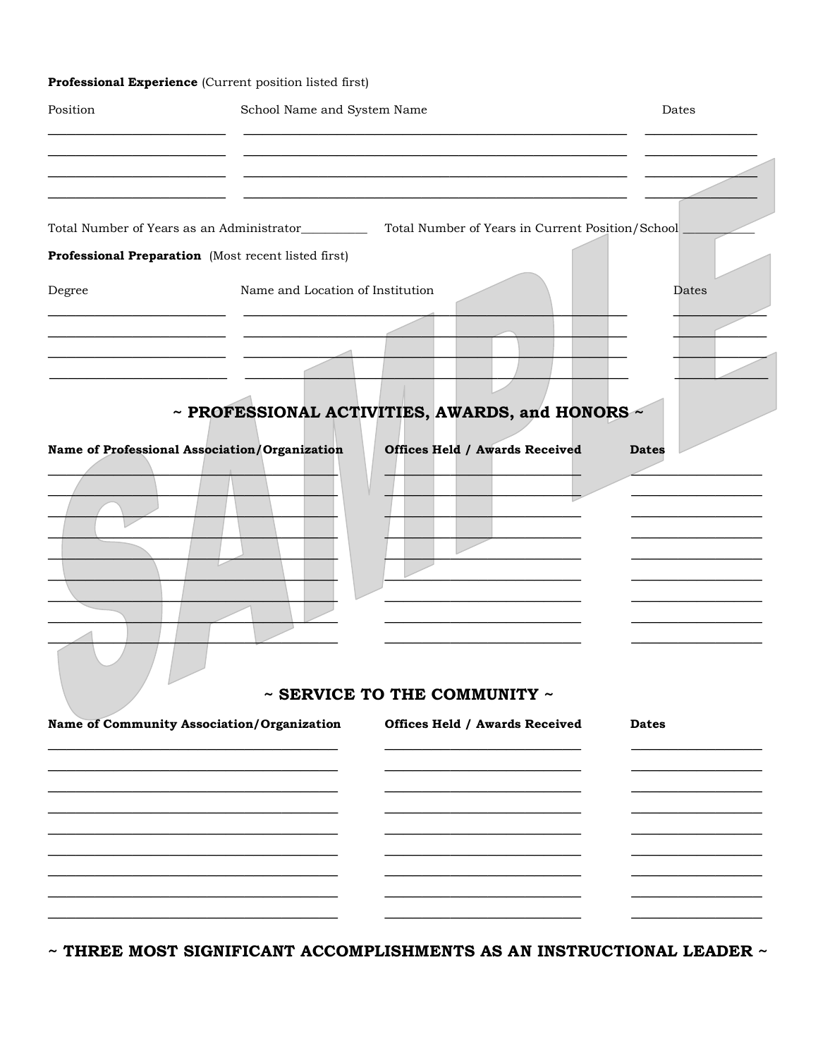**Professional Experience** (Current position listed first)

| Position | School Name and System Name | Dates |
| --- | --- | --- |
| | | |
| | | |
| | | |
| | | |

Total Number of Years as an Administrator___________ Total Number of Years in Current Position/School ___________

**Professional Preparation** (Most recent listed first)

| Degree | Name and Location of Institution | Dates |
| --- | --- | --- |
| | | |
| | | |
| | | |
| | | |

## ~ PROFESSIONAL ACTIVITIES, AWARDS, and HONORS ~

| Name of Professional Association/Organization | Offices Held / Awards Received | Dates |
| --- | --- | --- |
| | | |
| | | |
| | | |
| | | |
| | | |
| | | |
| | | |
| | | |
| | | |

SAMPLE

## ~ SERVICE TO THE COMMUNITY ~

| Name of Community Association/Organization | Offices Held / Awards Received | Dates |
| --- | --- | --- |
| | | |
| | | |
| | | |
| | | |
| | | |
| | | |
| | | |
| | | |
| | | |

## ~ THREE MOST SIGNIFICANT ACCOMPLISHMENTS AS AN INSTRUCTIONAL LEADER ~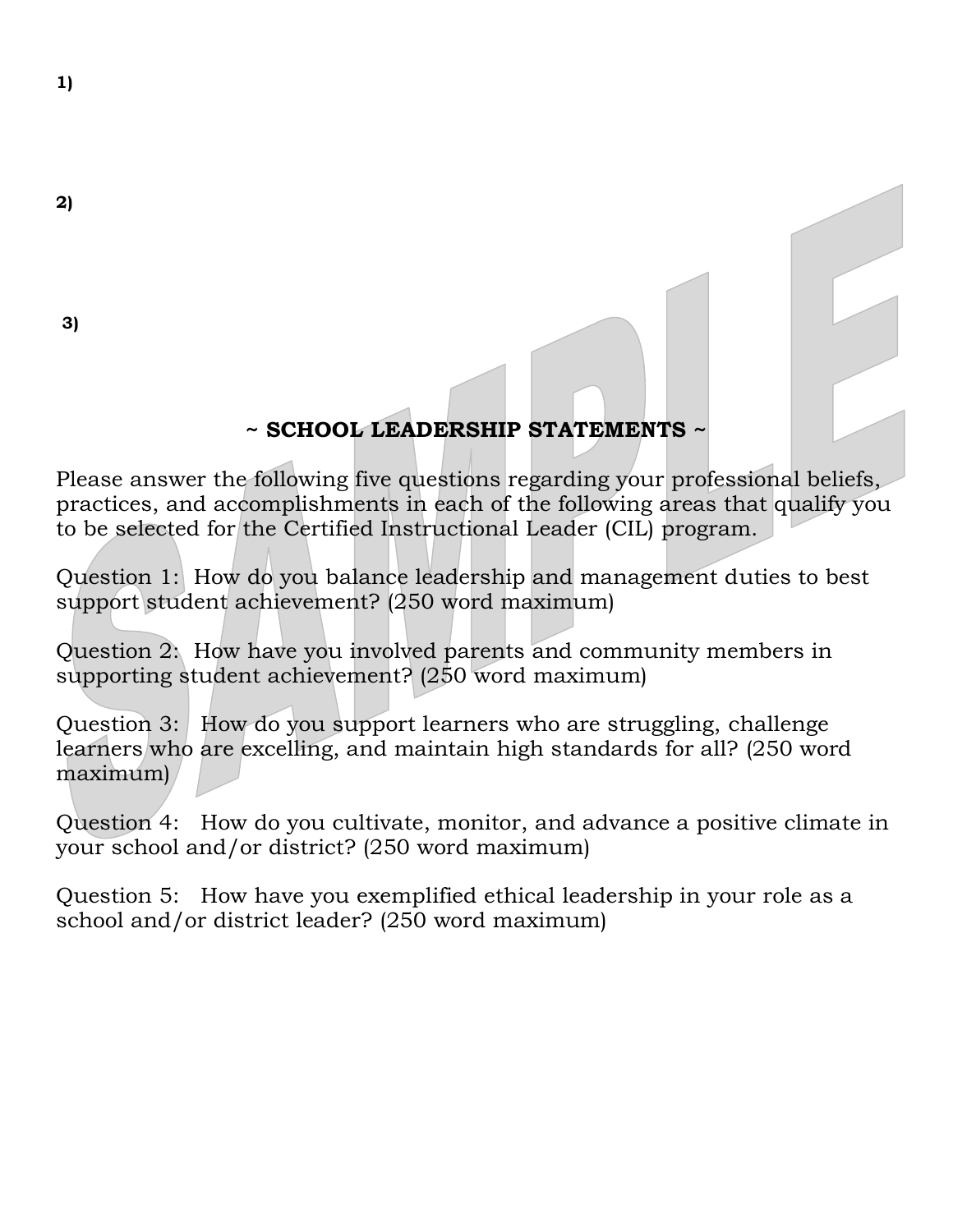**1)**

**2)**

**3)**

## ~ SCHOOL LEADERSHIP STATEMENTS ~

Please answer the following five questions regarding your professional beliefs, practices, and accomplishments in each of the following areas that qualify you to be selected for the Certified Instructional Leader (CIL) program.

Question 1: How do you balance leadership and management duties to best support student achievement? (250 word maximum)

Question 2: How have you involved parents and community members in supporting student achievement? (250 word maximum)

Question 3: How do you support learners who are struggling, challenge learners who are excelling, and maintain high standards for all? (250 word maximum)

Question 4: How do you cultivate, monitor, and advance a positive climate in your school and/or district? (250 word maximum)

Question 5: How have you exemplified ethical leadership in your role as a school and/or district leader? (250 word maximum)